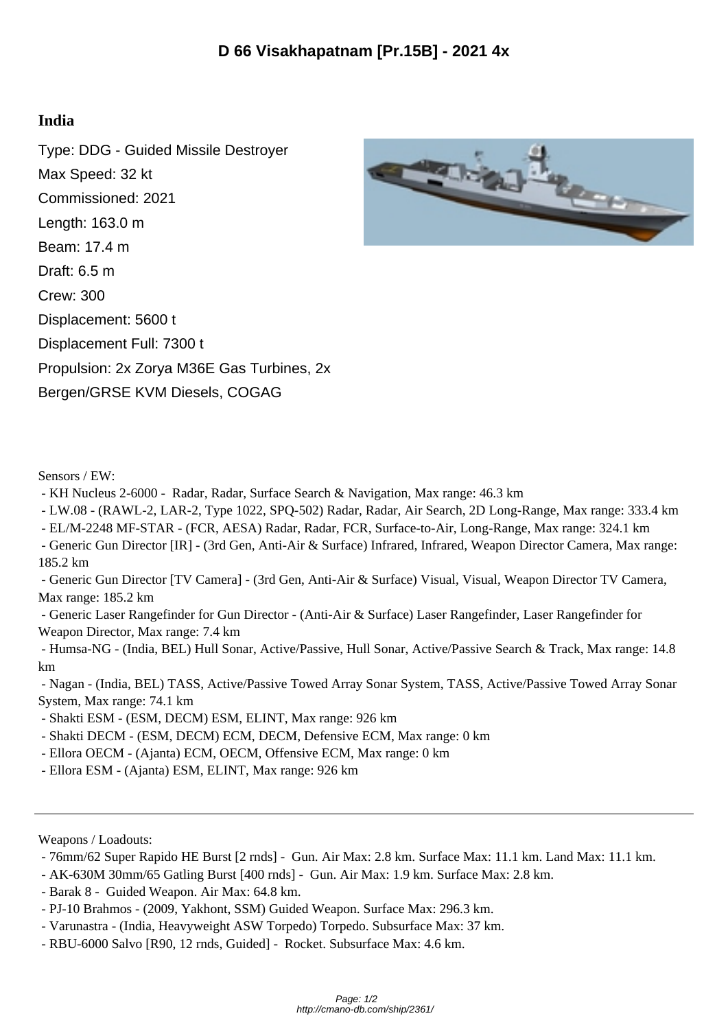# D 66 Visakhapatnam [Pr.15B] - 2021 4x

## India

Type: DDG - Guided Missile Destroyer
Max Speed: 32 kt
Commissioned: 2021
Length: 163.0 m
Beam: 17.4 m
Draft: 6.5 m
Crew: 300
Displacement: 5600 t
Displacement Full: 7300 t
Propulsion: 2x Zorya M36E Gas Turbines, 2x Bergen/GRSE KVM Diesels, COGAG

Sensors / EW:

- KH Nucleus 2-6000 - Radar, Radar, Surface Search & Navigation, Max range: 46.3 km
- LW.08 - (RAWL-2, LAR-2, Type 1022, SPQ-502) Radar, Radar, Air Search, 2D Long-Range, Max range: 333.4 km
- EL/M-2248 MF-STAR - (FCR, AESA) Radar, Radar, FCR, Surface-to-Air, Long-Range, Max range: 324.1 km
- Generic Gun Director [IR] - (3rd Gen, Anti-Air & Surface) Infrared, Infrared, Weapon Director Camera, Max range: 185.2 km
- Generic Gun Director [TV Camera] - (3rd Gen, Anti-Air & Surface) Visual, Visual, Weapon Director TV Camera, Max range: 185.2 km
- Generic Laser Rangefinder for Gun Director - (Anti-Air & Surface) Laser Rangefinder, Laser Rangefinder for Weapon Director, Max range: 7.4 km
- Humsa-NG - (India, BEL) Hull Sonar, Active/Passive, Hull Sonar, Active/Passive Search & Track, Max range: 14.8 km
- Nagan - (India, BEL) TASS, Active/Passive Towed Array Sonar System, TASS, Active/Passive Towed Array Sonar System, Max range: 74.1 km
- Shakti ESM - (ESM, DECM) ESM, ELINT, Max range: 926 km
- Shakti DECM - (ESM, DECM) ECM, DECM, Defensive ECM, Max range: 0 km
- Ellora OECM - (Ajanta) ECM, OECM, Offensive ECM, Max range: 0 km
- Ellora ESM - (Ajanta) ESM, ELINT, Max range: 926 km

---

Weapons / Loadouts:

- 76mm/62 Super Rapido HE Burst [2 rnds] - Gun. Air Max: 2.8 km. Surface Max: 11.1 km. Land Max: 11.1 km.
- AK-630M 30mm/65 Gatling Burst [400 rnds] - Gun. Air Max: 1.9 km. Surface Max: 2.8 km.
- Barak 8 - Guided Weapon. Air Max: 64.8 km.
- PJ-10 Brahmos - (2009, Yakhont, SSM) Guided Weapon. Surface Max: 296.3 km.
- Varunastra - (India, Heavyweight ASW Torpedo) Torpedo. Subsurface Max: 37 km.
- RBU-6000 Salvo [R90, 12 rnds, Guided] - Rocket. Subsurface Max: 4.6 km.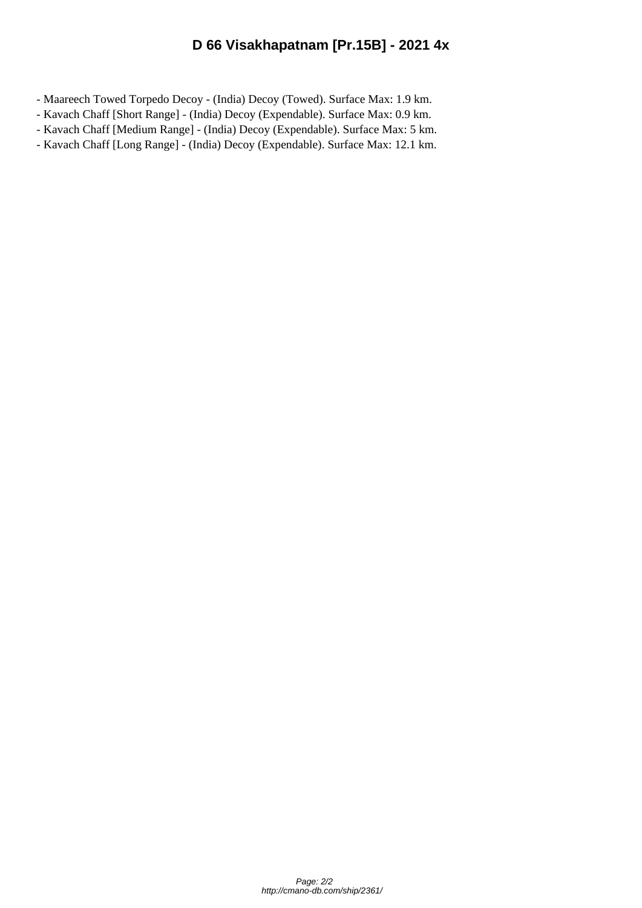- Maareech Towed Torpedo Decoy - (India) Decoy (Towed). Surface Max: 1.9 km.
- Kavach Chaff [Short Range] - (India) Decoy (Expendable). Surface Max: 0.9 km.
- Kavach Chaff [Medium Range] - (India) Decoy (Expendable). Surface Max: 5 km.
- Kavach Chaff [Long Range] - (India) Decoy (Expendable). Surface Max: 12.1 km.